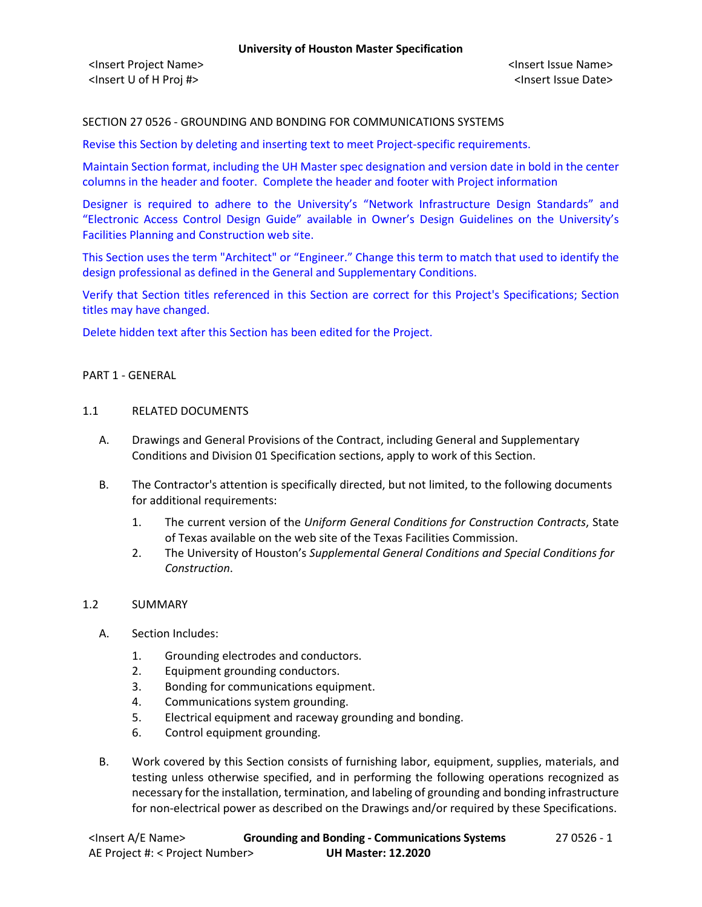# SECTION 27 0526 - GROUNDING AND BONDING FOR COMMUNICATIONS SYSTEMS

Revise this Section by deleting and inserting text to meet Project-specific requirements.

Maintain Section format, including the UH Master spec designation and version date in bold in the center columns in the header and footer. Complete the header and footer with Project information

Designer is required to adhere to the University's "Network Infrastructure Design Standards" and "Electronic Access Control Design Guide" available in Owner's Design Guidelines on the University's Facilities Planning and Construction web site.

This Section uses the term "Architect" or "Engineer." Change this term to match that used to identify the design professional as defined in the General and Supplementary Conditions.

Verify that Section titles referenced in this Section are correct for this Project's Specifications; Section titles may have changed.

Delete hidden text after this Section has been edited for the Project.

## PART 1 - GENERAL

### 1.1 RELATED DOCUMENTS

A. Drawings and General Provisions of the Contract, including General and Supplementary Conditions and Division 01 Specification sections, apply to work of this Section.

B. The Contractor's attention is specifically directed, but not limited, to the following documents for additional requirements:

1. The current version of the *Uniform General Conditions for Construction Contracts*, State of Texas available on the web site of the Texas Facilities Commission.
2. The University of Houston's *Supplemental General Conditions and Special Conditions for Construction*.

### 1.2 SUMMARY

A. Section Includes:

1. Grounding electrodes and conductors.
2. Equipment grounding conductors.
3. Bonding for communications equipment.
4. Communications system grounding.
5. Electrical equipment and raceway grounding and bonding.
6. Control equipment grounding.

B. Work covered by this Section consists of furnishing labor, equipment, supplies, materials, and testing unless otherwise specified, and in performing the following operations recognized as necessary for the installation, termination, and labeling of grounding and bonding infrastructure for non-electrical power as described on the Drawings and/or required by these Specifications.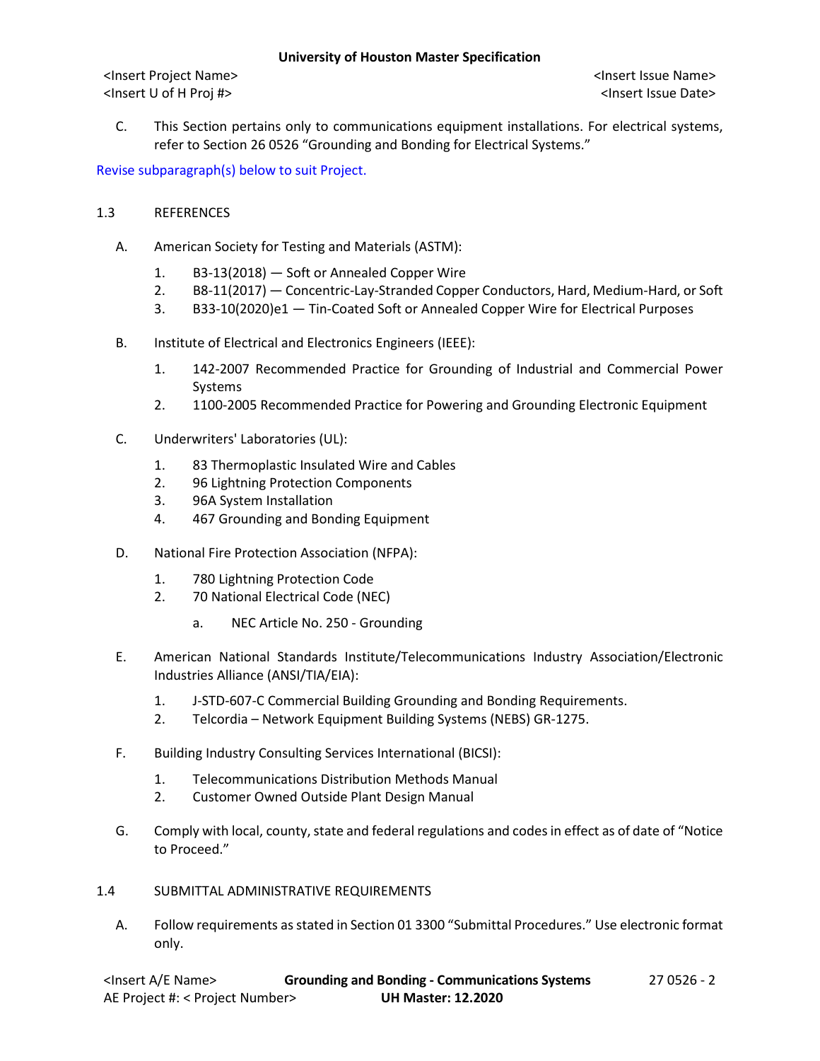C. This Section pertains only to communications equipment installations. For electrical systems, refer to Section 26 0526 "Grounding and Bonding for Electrical Systems."

Revise subparagraph(s) below to suit Project.

## 1.3 REFERENCES

A. American Society for Testing and Materials (ASTM):

1. B3-13(2018) — Soft or Annealed Copper Wire
2. B8-11(2017) — Concentric-Lay-Stranded Copper Conductors, Hard, Medium-Hard, or Soft
3. B33-10(2020)e1 — Tin-Coated Soft or Annealed Copper Wire for Electrical Purposes

B. Institute of Electrical and Electronics Engineers (IEEE):

1. 142-2007 Recommended Practice for Grounding of Industrial and Commercial Power Systems
2. 1100-2005 Recommended Practice for Powering and Grounding Electronic Equipment

C. Underwriters' Laboratories (UL):

1. 83 Thermoplastic Insulated Wire and Cables
2. 96 Lightning Protection Components
3. 96A System Installation
4. 467 Grounding and Bonding Equipment

D. National Fire Protection Association (NFPA):

1. 780 Lightning Protection Code
2. 70 National Electrical Code (NEC)
   a. NEC Article No. 250 - Grounding

E. American National Standards Institute/Telecommunications Industry Association/Electronic Industries Alliance (ANSI/TIA/EIA):

1. J-STD-607-C Commercial Building Grounding and Bonding Requirements.
2. Telcordia – Network Equipment Building Systems (NEBS) GR-1275.

F. Building Industry Consulting Services International (BICSI):

1. Telecommunications Distribution Methods Manual
2. Customer Owned Outside Plant Design Manual

G. Comply with local, county, state and federal regulations and codes in effect as of date of "Notice to Proceed."

## 1.4 SUBMITTAL ADMINISTRATIVE REQUIREMENTS

A. Follow requirements as stated in Section 01 3300 "Submittal Procedures." Use electronic format only.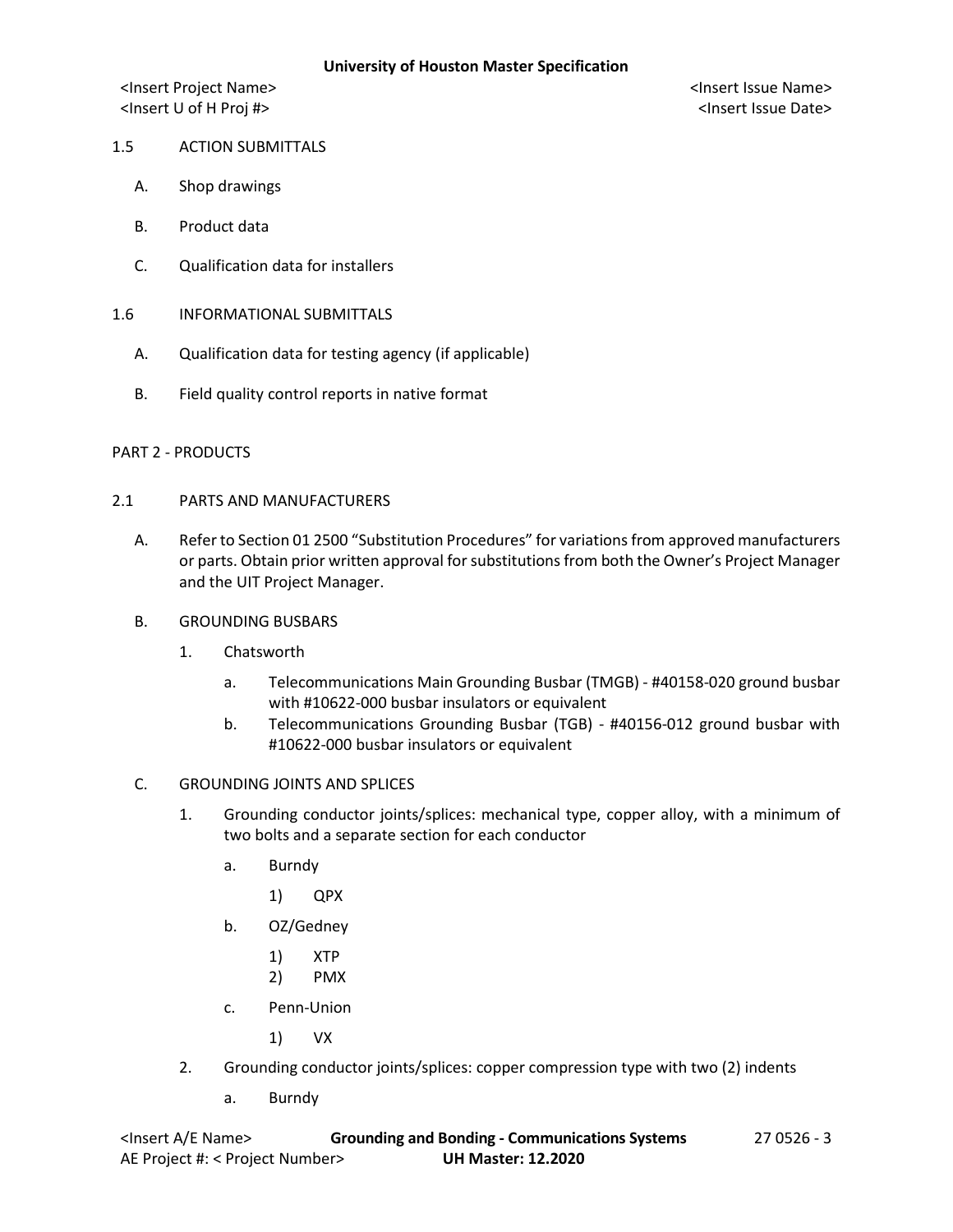1.5 ACTION SUBMITTALS

A. Shop drawings

B. Product data

C. Qualification data for installers

1.6 INFORMATIONAL SUBMITTALS

A. Qualification data for testing agency (if applicable)

B. Field quality control reports in native format

PART 2 - PRODUCTS

2.1 PARTS AND MANUFACTURERS

A. Refer to Section 01 2500 “Substitution Procedures” for variations from approved manufacturers or parts. Obtain prior written approval for substitutions from both the Owner’s Project Manager and the UIT Project Manager.

B. GROUNDING BUSBARS

1. Chatsworth

   a. Telecommunications Main Grounding Busbar (TMGB) - #40158-020 ground busbar with #10622-000 busbar insulators or equivalent

   b. Telecommunications Grounding Busbar (TGB) - #40156-012 ground busbar with #10622-000 busbar insulators or equivalent

C. GROUNDING JOINTS AND SPLICES

1. Grounding conductor joints/splices: mechanical type, copper alloy, with a minimum of two bolts and a separate section for each conductor

   a. Burndy

      1) QPX

   b. OZ/Gedney

      1) XTP
      2) PMX

   c. Penn-Union

      1) VX

2. Grounding conductor joints/splices: copper compression type with two (2) indents

   a. Burndy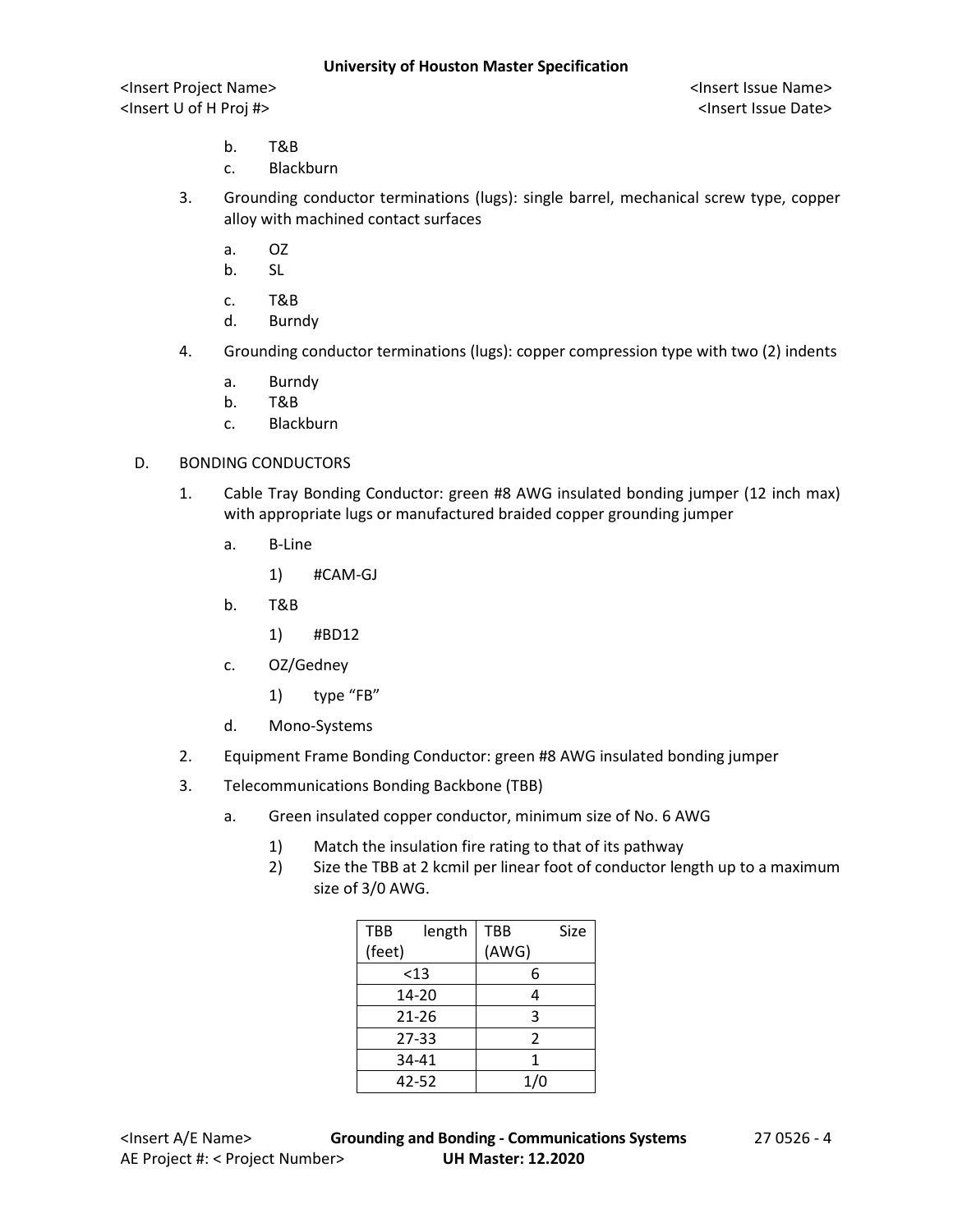b. T&B
c. Blackburn

3. Grounding conductor terminations (lugs): single barrel, mechanical screw type, copper alloy with machined contact surfaces

   a. OZ
   b. SL
   c. T&B
   d. Burndy

4. Grounding conductor terminations (lugs): copper compression type with two (2) indents

   a. Burndy
   b. T&B
   c. Blackburn

D. BONDING CONDUCTORS

1. Cable Tray Bonding Conductor: green #8 AWG insulated bonding jumper (12 inch max) with appropriate lugs or manufactured braided copper grounding jumper

   a. B-Line

      1) #CAM-GJ

   b. T&B

      1) #BD12

   c. OZ/Gedney

      1) type "FB"

   d. Mono-Systems

2. Equipment Frame Bonding Conductor: green #8 AWG insulated bonding jumper

3. Telecommunications Bonding Backbone (TBB)

   a. Green insulated copper conductor, minimum size of No. 6 AWG

      1) Match the insulation fire rating to that of its pathway
      2) Size the TBB at 2 kcmil per linear foot of conductor length up to a maximum size of 3/0 AWG.

| TBB length (feet) | TBB Size (AWG) |
|---|---|
| <13 | 6 |
| 14-20 | 4 |
| 21-26 | 3 |
| 27-33 | 2 |
| 34-41 | 1 |
| 42-52 | 1/0 |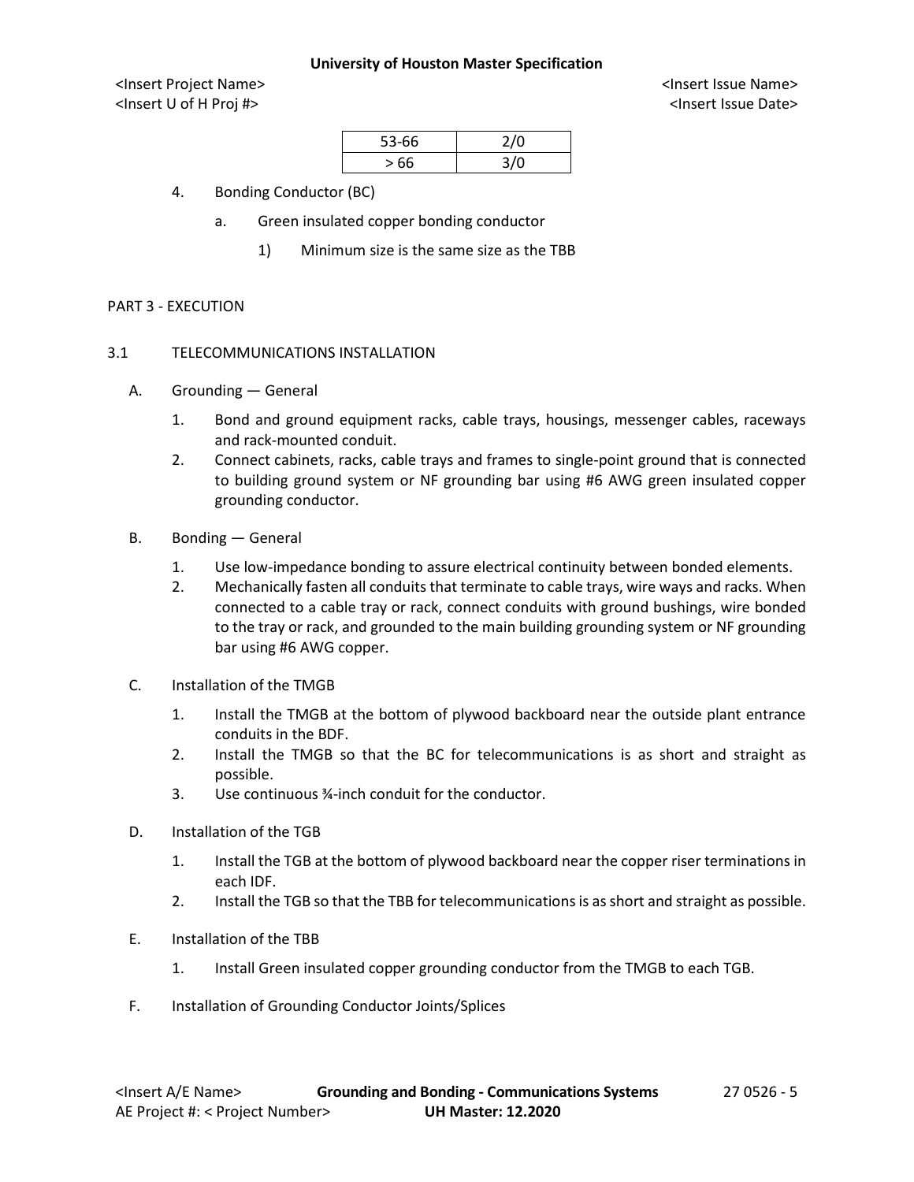| 53-66 | 2/0 |
| --- | --- |
| > 66 | 3/0 |

4. Bonding Conductor (BC)
    a. Green insulated copper bonding conductor
        1) Minimum size is the same size as the TBB

## PART 3 - EXECUTION

### 3.1 TELECOMMUNICATIONS INSTALLATION

A. Grounding — General

1. Bond and ground equipment racks, cable trays, housings, messenger cables, raceways and rack-mounted conduit.
2. Connect cabinets, racks, cable trays and frames to single-point ground that is connected to building ground system or NF grounding bar using #6 AWG green insulated copper grounding conductor.

B. Bonding — General

1. Use low-impedance bonding to assure electrical continuity between bonded elements.
2. Mechanically fasten all conduits that terminate to cable trays, wire ways and racks. When connected to a cable tray or rack, connect conduits with ground bushings, wire bonded to the tray or rack, and grounded to the main building grounding system or NF grounding bar using #6 AWG copper.

C. Installation of the TMGB

1. Install the TMGB at the bottom of plywood backboard near the outside plant entrance conduits in the BDF.
2. Install the TMGB so that the BC for telecommunications is as short and straight as possible.
3. Use continuous ¾-inch conduit for the conductor.

D. Installation of the TGB

1. Install the TGB at the bottom of plywood backboard near the copper riser terminations in each IDF.
2. Install the TGB so that the TBB for telecommunications is as short and straight as possible.

E. Installation of the TBB

1. Install Green insulated copper grounding conductor from the TMGB to each TGB.

F. Installation of Grounding Conductor Joints/Splices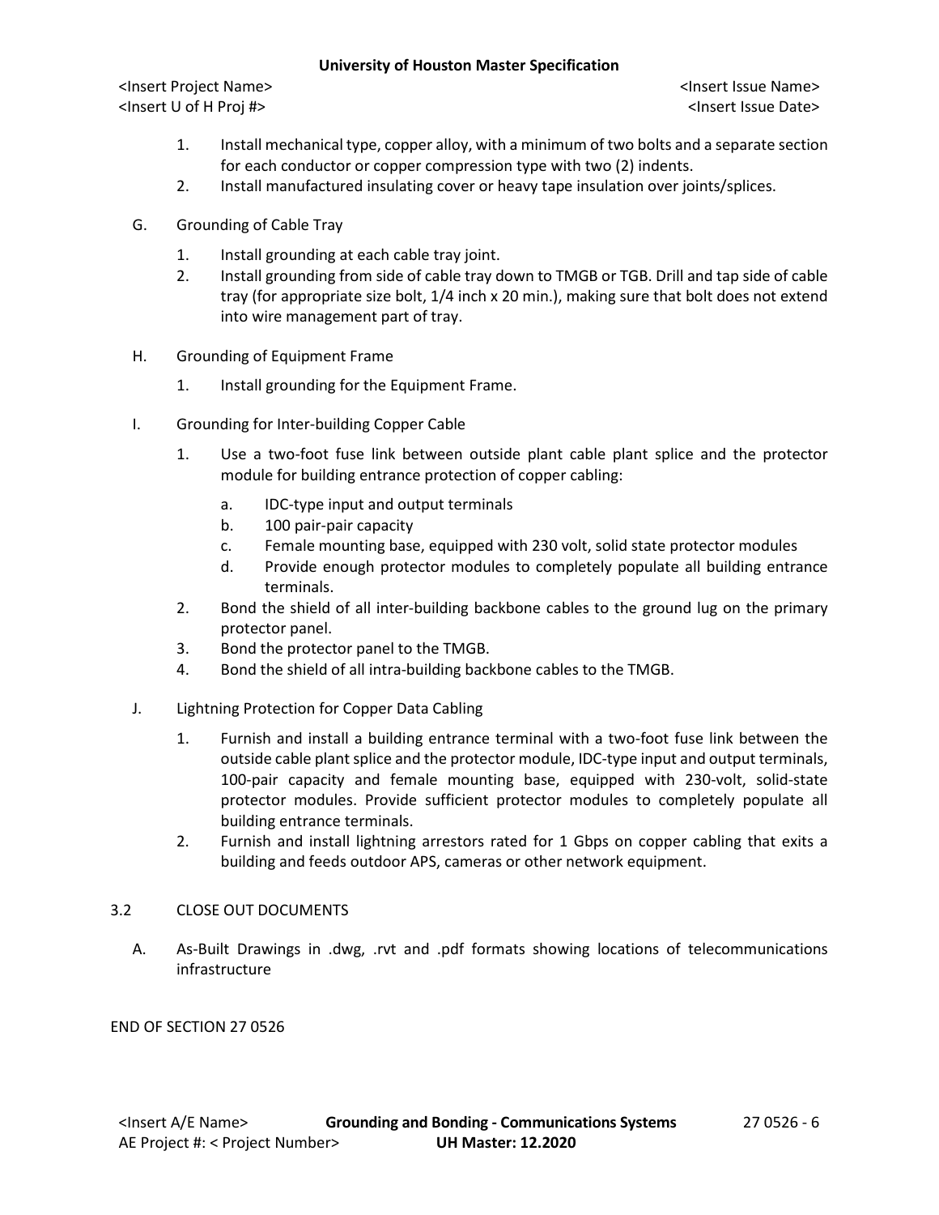1. Install mechanical type, copper alloy, with a minimum of two bolts and a separate section for each conductor or copper compression type with two (2) indents.
2. Install manufactured insulating cover or heavy tape insulation over joints/splices.

G. Grounding of Cable Tray

1. Install grounding at each cable tray joint.
2. Install grounding from side of cable tray down to TMGB or TGB. Drill and tap side of cable tray (for appropriate size bolt, 1/4 inch x 20 min.), making sure that bolt does not extend into wire management part of tray.

H. Grounding of Equipment Frame

1. Install grounding for the Equipment Frame.

I. Grounding for Inter-building Copper Cable

1. Use a two-foot fuse link between outside plant cable plant splice and the protector module for building entrance protection of copper cabling:
   a. IDC-type input and output terminals
   b. 100 pair-pair capacity
   c. Female mounting base, equipped with 230 volt, solid state protector modules
   d. Provide enough protector modules to completely populate all building entrance terminals.
2. Bond the shield of all inter-building backbone cables to the ground lug on the primary protector panel.
3. Bond the protector panel to the TMGB.
4. Bond the shield of all intra-building backbone cables to the TMGB.

J. Lightning Protection for Copper Data Cabling

1. Furnish and install a building entrance terminal with a two-foot fuse link between the outside cable plant splice and the protector module, IDC-type input and output terminals, 100-pair capacity and female mounting base, equipped with 230-volt, solid-state protector modules. Provide sufficient protector modules to completely populate all building entrance terminals.
2. Furnish and install lightning arrestors rated for 1 Gbps on copper cabling that exits a building and feeds outdoor APS, cameras or other network equipment.

## 3.2 CLOSE OUT DOCUMENTS

A. As-Built Drawings in .dwg, .rvt and .pdf formats showing locations of telecommunications infrastructure

END OF SECTION 27 0526